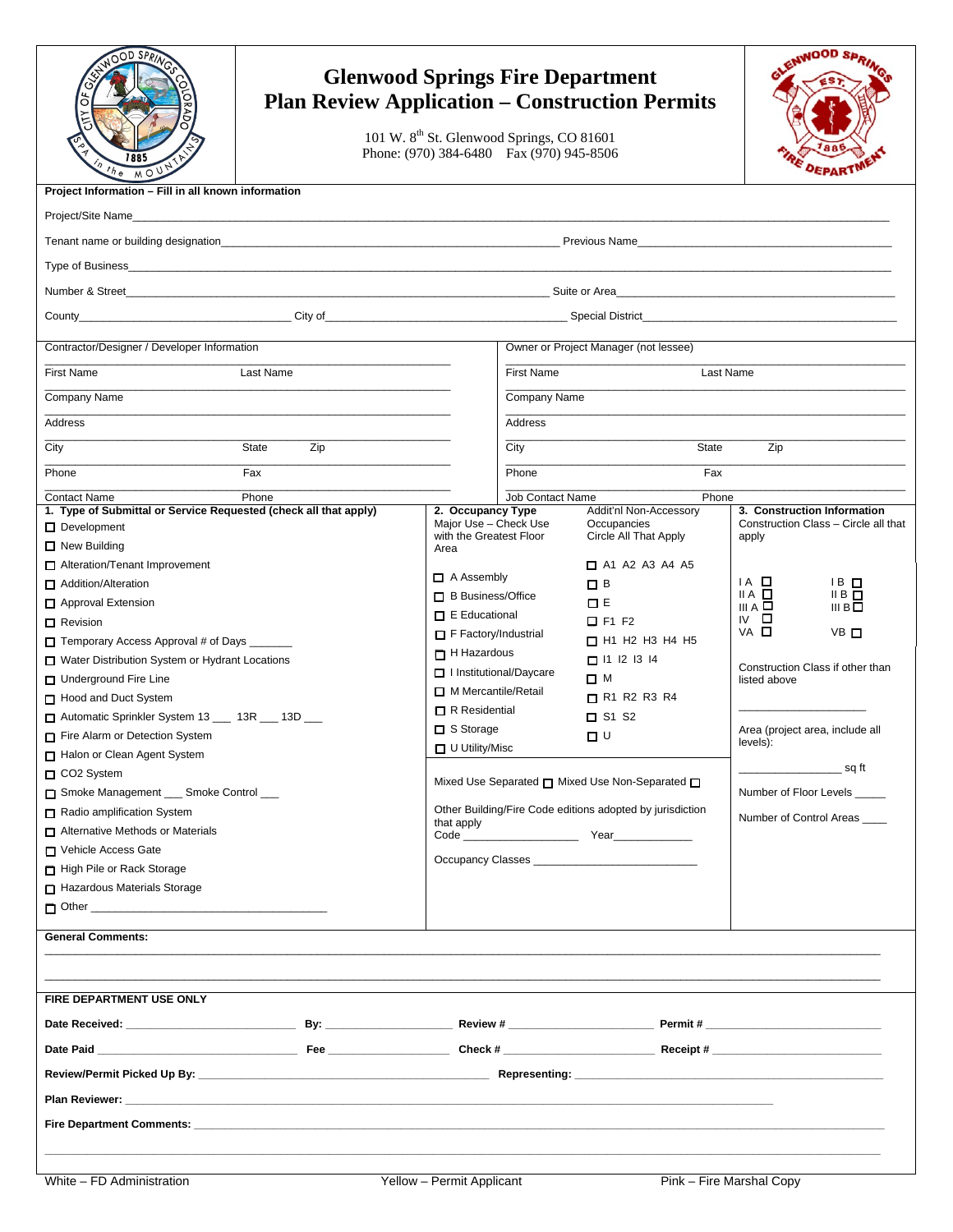# Glenwood Springs Fire Department
## Plan Review Application – Construction Permits

101 W. 8th St. Glenwood Springs, CO 81601
Phone: (970) 384-6480 Fax (970) 945-8506

**Project Information – Fill in all known information**

Project/Site Name_______________________________________________

Tenant name or building designation____________________________ Previous Name____________________

Type of Business_______________________________________________

Number & Street____________________________ Suite or Area____________________

County__________________ City of____________________ Special District____________________

| Contractor/Designer / Developer Information | | Owner or Project Manager (not lessee) | |
|---|---|---|---|
| First Name | Last Name | First Name | Last Name |
| Company Name | | Company Name | |
| Address | | Address | |
| City | State Zip | City | State Zip |
| Phone | Fax | Phone | Fax |
| Contact Name | Phone | Job Contact Name | Phone |

**1. Type of Submittal or Service Requested (check all that apply)**

- ☐ Development
- ☐ New Building
- ☐ Alteration/Tenant Improvement
- ☐ Addition/Alteration
- ☐ Approval Extension
- ☐ Revision
- ☐ Temporary Access Approval # of Days _______
- ☐ Water Distribution System or Hydrant Locations
- ☐ Underground Fire Line
- ☐ Hood and Duct System
- ☐ Automatic Sprinkler System 13 ___ 13R ___ 13D ___
- ☐ Fire Alarm or Detection System
- ☐ Halon or Clean Agent System
- ☐ CO2 System
- ☐ Smoke Management ___ Smoke Control ___
- ☐ Radio amplification System
- ☐ Alternative Methods or Materials
- ☐ Vehicle Access Gate
- ☐ High Pile or Rack Storage
- ☐ Hazardous Materials Storage
- ☐ Other ______________________________

**2. Occupancy Type**

| Major Use – Check Use with the Greatest Floor Area | Addit'nl Non-Accessory Occupancies Circle All That Apply |
|---|---|
| | ☐ A1 A2 A3 A4 A5 |
| ☐ A Assembly | ☐ B |
| ☐ B Business/Office | ☐ E |
| ☐ E Educational | ☐ F1 F2 |
| ☐ F Factory/Industrial | ☐ H1 H2 H3 H4 H5 |
| ☐ H Hazardous | ☐ I1 I2 I3 I4 |
| ☐ I Institutional/Daycare | ☐ M |
| ☐ M Mercantile/Retail | ☐ R1 R2 R3 R4 |
| ☐ R Residential | ☐ S1 S2 |
| ☐ S Storage | ☐ U |
| ☐ U Utility/Misc | |

Mixed Use Separated ☐ Mixed Use Non-Separated ☐

Other Building/Fire Code editions adopted by jurisdiction that apply
Code __________________ Year____________

Occupancy Classes ________________________

**3. Construction Information**

Construction Class – Circle all that apply

| | |
|---|---|
| I A ☐ | I B ☐ |
| II A ☐ | II B ☐ |
| III A ☐ | III B ☐ |
| IV ☐ | |
| VA ☐ | VB ☐ |

Construction Class if other than listed above

__________________

Area (project area, include all levels):

________________ sq ft

Number of Floor Levels _____

Number of Control Areas ____

**General Comments:**

______________________________________________________________

______________________________________________________________

**FIRE DEPARTMENT USE ONLY**

**Date Received:** ____________ **By:** ____________ **Review #** ____________ **Permit #** ____________

**Date Paid** ____________ **Fee** ____________ **Check #** ____________ **Receipt #** ____________

**Review/Permit Picked Up By:** ____________________ **Representing:** ____________________

**Plan Reviewer:** ______________________________________________

**Fire Department Comments:** ______________________________________________

______________________________________________________________

White – FD Administration Yellow – Permit Applicant Pink – Fire Marshal Copy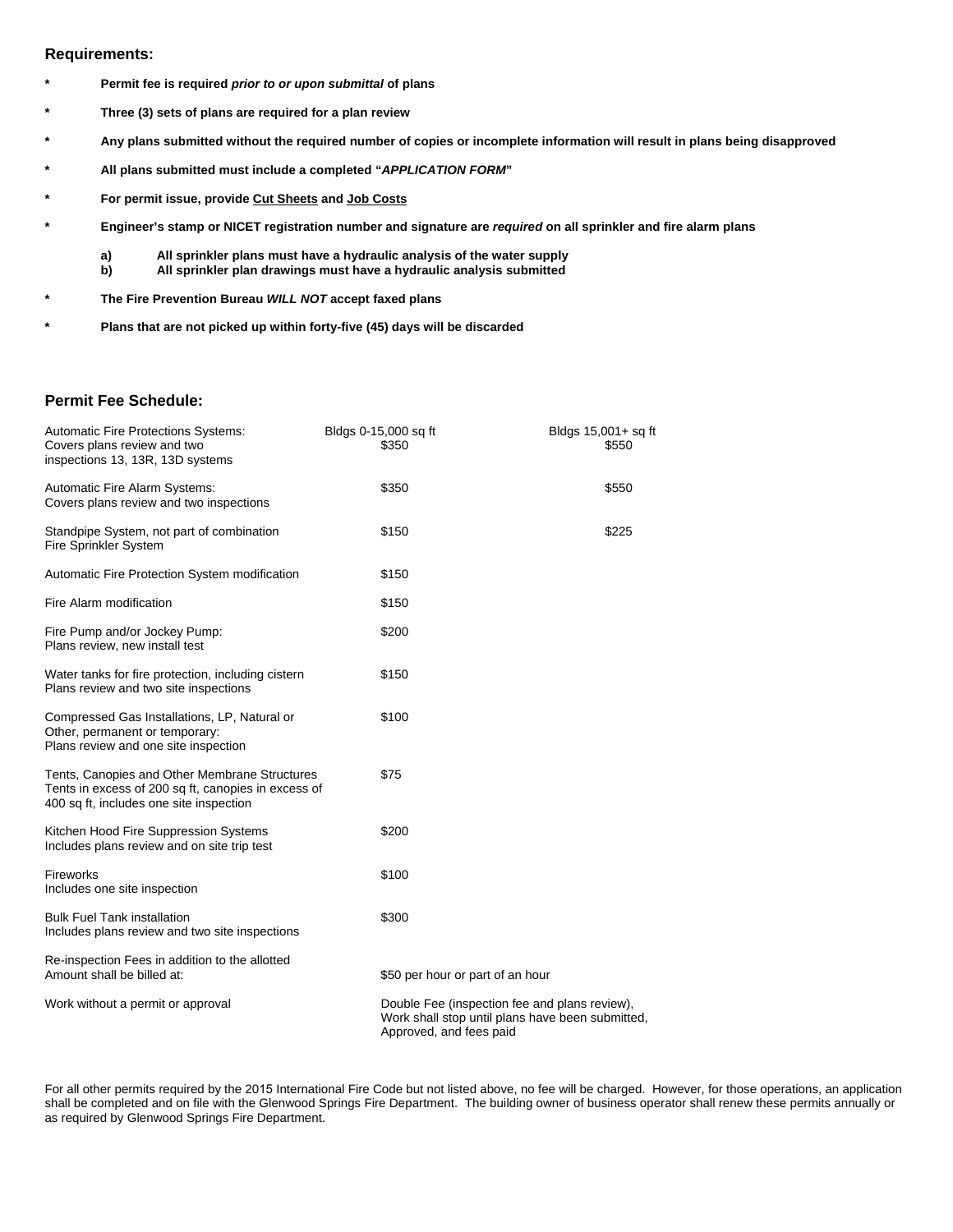## Requirements:

- **Permit fee is required *prior to or upon submittal* of plans**
- **Three (3) sets of plans are required for a plan review**
- **Any plans submitted without the required number of copies or incomplete information will result in plans being disapproved**
- **All plans submitted must include a completed "*APPLICATION FORM*"**
- **For permit issue, provide <u>Cut Sheets</u> and <u>Job Costs</u>**
- **Engineer's stamp or NICET registration number and signature are *required* on all sprinkler and fire alarm plans**
  - **a) All sprinkler plans must have a hydraulic analysis of the water supply**
  - **b) All sprinkler plan drawings must have a hydraulic analysis submitted**
- **The Fire Prevention Bureau *WILL NOT* accept faxed plans**
- **Plans that are not picked up within forty-five (45) days will be discarded**

## Permit Fee Schedule:

| | Bldgs 0-15,000 sq ft | Bldgs 15,001+ sq ft |
|---|---|---|
| Automatic Fire Protections Systems: Covers plans review and two inspections 13, 13R, 13D systems | $350 | $550 |
| Automatic Fire Alarm Systems: Covers plans review and two inspections | $350 | $550 |
| Standpipe System, not part of combination Fire Sprinkler System | $150 | $225 |
| Automatic Fire Protection System modification | $150 | |
| Fire Alarm modification | $150 | |
| Fire Pump and/or Jockey Pump: Plans review, new install test | $200 | |
| Water tanks for fire protection, including cistern Plans review and two site inspections | $150 | |
| Compressed Gas Installations, LP, Natural or Other, permanent or temporary: Plans review and one site inspection | $100 | |
| Tents, Canopies and Other Membrane Structures Tents in excess of 200 sq ft, canopies in excess of 400 sq ft, includes one site inspection | $75 | |
| Kitchen Hood Fire Suppression Systems Includes plans review and on site trip test | $200 | |
| Fireworks Includes one site inspection | $100 | |
| Bulk Fuel Tank installation Includes plans review and two site inspections | $300 | |
| Re-inspection Fees in addition to the allotted Amount shall be billed at: | $50 per hour or part of an hour | |
| Work without a permit or approval | Double Fee (inspection fee and plans review), Work shall stop until plans have been submitted, Approved, and fees paid | |

For all other permits required by the 2015 International Fire Code but not listed above, no fee will be charged. However, for those operations, an application shall be completed and on file with the Glenwood Springs Fire Department. The building owner of business operator shall renew these permits annually or as required by Glenwood Springs Fire Department.